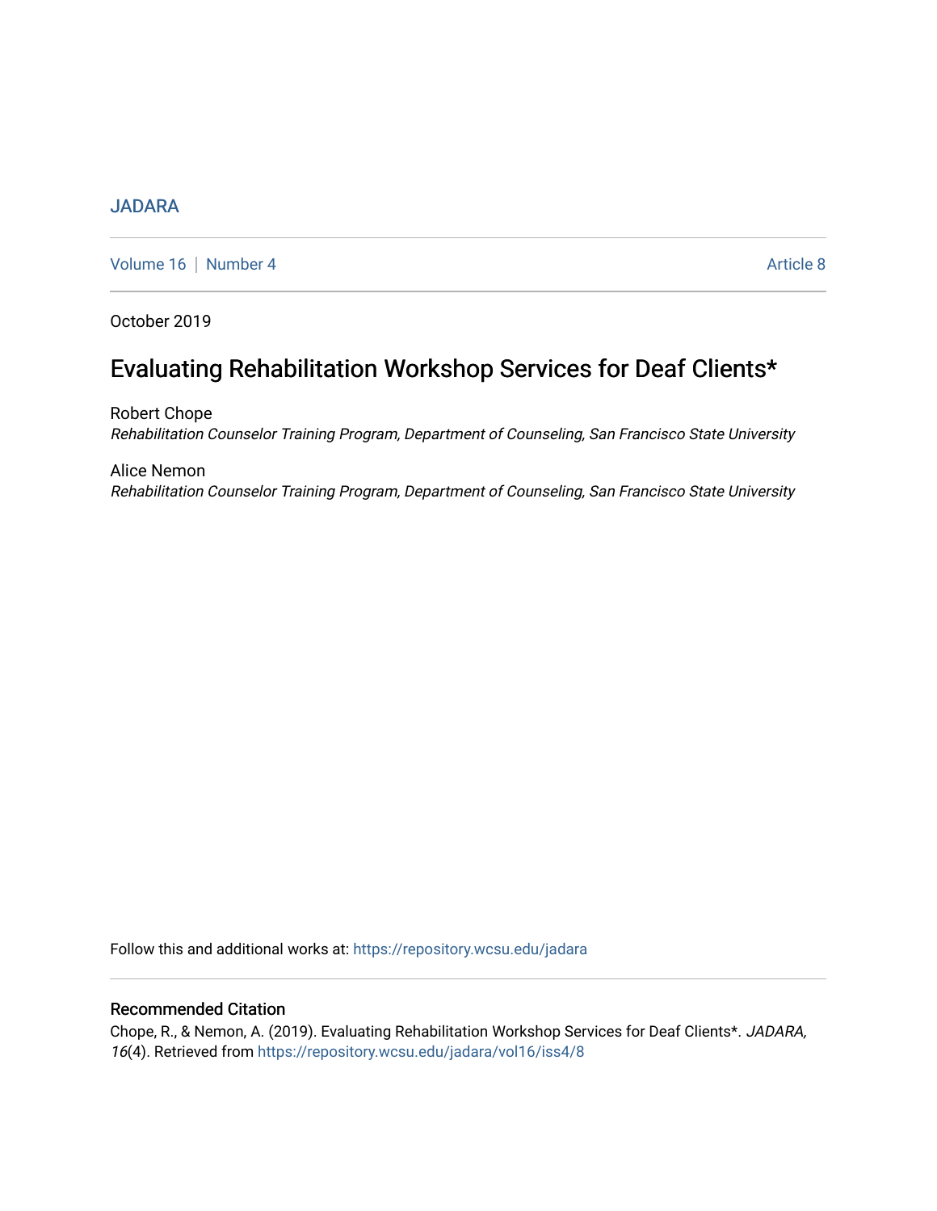JADARA

Volume 16 | Number 4 Article 8

October 2019

# Evaluating Rehabilitation Workshop Services for Deaf Clients*

Robert Chope
*Rehabilitation Counselor Training Program, Department of Counseling, San Francisco State University*

Alice Nemon
*Rehabilitation Counselor Training Program, Department of Counseling, San Francisco State University*

Follow this and additional works at: https://repository.wcsu.edu/jadara

## Recommended Citation

Chope, R., & Nemon, A. (2019). Evaluating Rehabilitation Workshop Services for Deaf Clients*. *JADARA, 16*(4). Retrieved from https://repository.wcsu.edu/jadara/vol16/iss4/8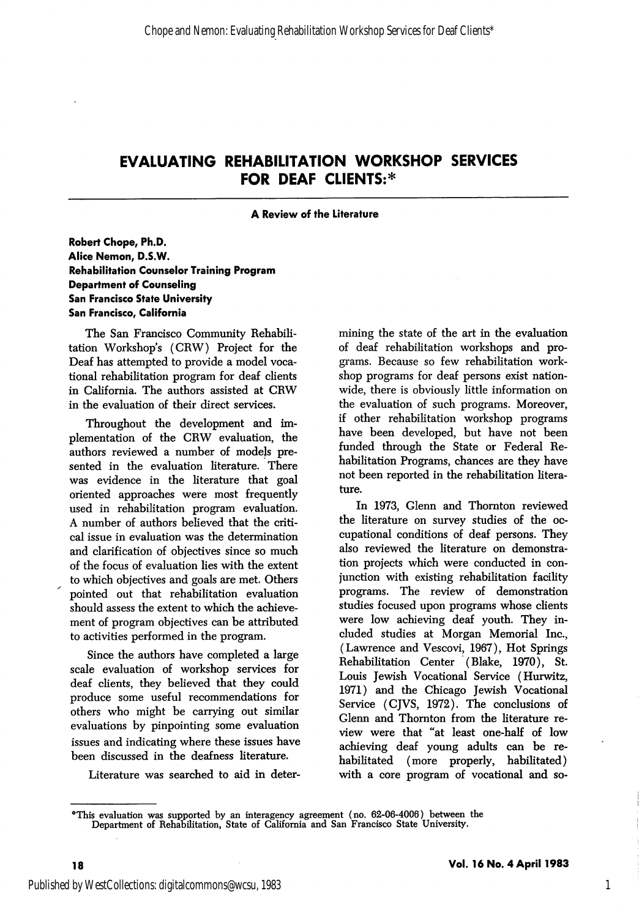# EVALUATING REHABILITATION WORKSHOP SERVICES FOR DEAF CLIENTS:*

### A Review of the Literature

**Robert Chope, Ph.D.**
**Alice Nemon, D.S.W.**
**Rehabilitation Counselor Training Program**
**Department of Counseling**
**San Francisco State University**
**San Francisco, California**

The San Francisco Community Rehabilitation Workshop's (CRW) Project for the Deaf has attempted to provide a model vocational rehabilitation program for deaf clients in California. The authors assisted at CRW in the evaluation of their direct services.

Throughout the development and implementation of the CRW evaluation, the authors reviewed a number of models presented in the evaluation literature. There was evidence in the literature that goal oriented approaches were most frequently used in rehabilitation program evaluation. A number of authors believed that the critical issue in evaluation was the determination and clarification of objectives since so much of the focus of evaluation lies with the extent to which objectives and goals are met. Others pointed out that rehabilitation evaluation should assess the extent to which the achievement of program objectives can be attributed to activities performed in the program.

Since the authors have completed a large scale evaluation of workshop services for deaf clients, they believed that they could produce some useful recommendations for others who might be carrying out similar evaluations by pinpointing some evaluation issues and indicating where these issues have been discussed in the deafness literature.

Literature was searched to aid in determining the state of the art in the evaluation of deaf rehabilitation workshops and programs. Because so few rehabilitation workshop programs for deaf persons exist nationwide, there is obviously little information on the evaluation of such programs. Moreover, if other rehabilitation workshop programs have been developed, but have not been funded through the State or Federal Rehabilitation Programs, chances are they have not been reported in the rehabilitation literature.

In 1973, Glenn and Thornton reviewed the literature on survey studies of the occupational conditions of deaf persons. They also reviewed the literature on demonstration projects which were conducted in conjunction with existing rehabilitation facility programs. The review of demonstration studies focused upon programs whose clients were low achieving deaf youth. They included studies at Morgan Memorial Inc., (Lawrence and Vescovi, 1967), Hot Springs Rehabilitation Center (Blake, 1970), St. Louis Jewish Vocational Service (Hurwitz, 1971) and the Chicago Jewish Vocational Service (CJVS, 1972). The conclusions of Glenn and Thornton from the literature review were that "at least one-half of low achieving deaf young adults can be rehabilitated (more properly, habilitated) with a core program of vocational and so-

*This evaluation was supported by an interagency agreement (no. 62-06-4006) between the Department of Rehabilitation, State of California and San Francisco State University.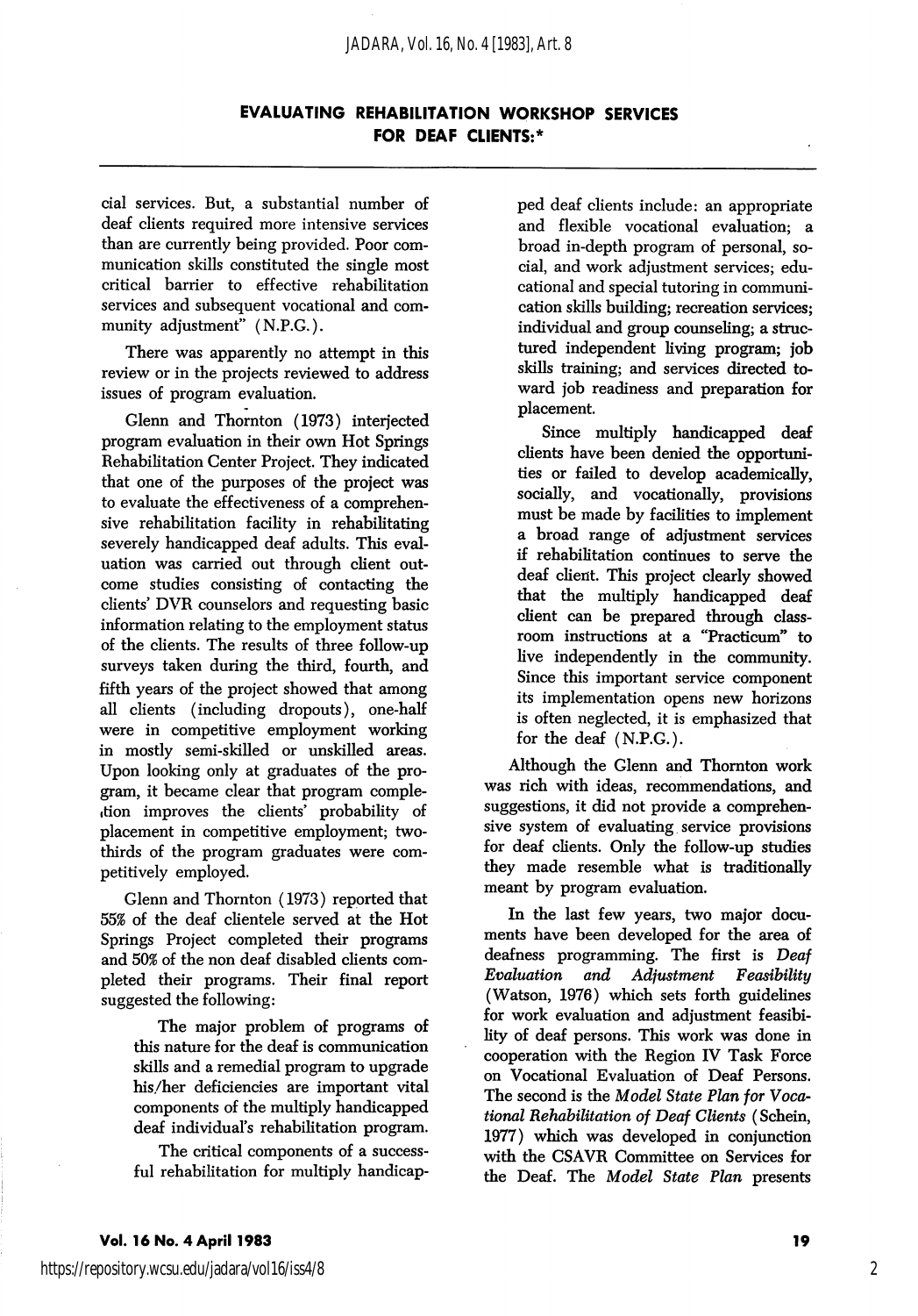cial services. But, a substantial number of deaf clients required more intensive services than are currently being provided. Poor communication skills constituted the single most critical barrier to effective rehabilitation services and subsequent vocational and community adjustment" (N.P.G.).

There was apparently no attempt in this review or in the projects reviewed to address issues of program evaluation.

Glenn and Thornton (1973) interjected program evaluation in their own Hot Springs Rehabilitation Center Project. They indicated that one of the purposes of the project was to evaluate the effectiveness of a comprehensive rehabilitation facility in rehabilitating severely handicapped deaf adults. This evaluation was carried out through client outcome studies consisting of contacting the clients' DVR counselors and requesting basic information relating to the employment status of the clients. The results of three follow-up surveys taken during the third, fourth, and fifth years of the project showed that among all clients (including dropouts), one-half were in competitive employment working in mostly semi-skilled or unskilled areas. Upon looking only at graduates of the program, it became clear that program completion improves the clients' probability of placement in competitive employment; two-thirds of the program graduates were competitively employed.

Glenn and Thornton (1973) reported that 55% of the deaf clientele served at the Hot Springs Project completed their programs and 50% of the non deaf disabled clients completed their programs. Their final report suggested the following:

> The major problem of programs of this nature for the deaf is communication skills and a remedial program to upgrade his/her deficiencies are important vital components of the multiply handicapped deaf individual's rehabilitation program.
>
> The critical components of a successful rehabilitation for multiply handicapped deaf clients include: an appropriate and flexible vocational evaluation; a broad in-depth program of personal, social, and work adjustment services; educational and special tutoring in communication skills building; recreation services; individual and group counseling; a structured independent living program; job skills training; and services directed toward job readiness and preparation for placement.
>
> Since multiply handicapped deaf clients have been denied the opportunities or failed to develop academically, socially, and vocationally, provisions must be made by facilities to implement a broad range of adjustment services if rehabilitation continues to serve the deaf client. This project clearly showed that the multiply handicapped deaf client can be prepared through classroom instructions at a "Practicum" to live independently in the community. Since this important service component its implementation opens new horizons is often neglected, it is emphasized that for the deaf (N.P.G.).

Although the Glenn and Thornton work was rich with ideas, recommendations, and suggestions, it did not provide a comprehensive system of evaluating service provisions for deaf clients. Only the follow-up studies they made resemble what is traditionally meant by program evaluation.

In the last few years, two major documents have been developed for the area of deafness programming. The first is *Deaf Evaluation and Adjustment Feasibility* (Watson, 1976) which sets forth guidelines for work evaluation and adjustment feasibility of deaf persons. This work was done in cooperation with the Region IV Task Force on Vocational Evaluation of Deaf Persons. The second is the *Model State Plan for Vocational Rehabilitation of Deaf Clients* (Schein, 1977) which was developed in conjunction with the CSAVR Committee on Services for the Deaf. The *Model State Plan* presents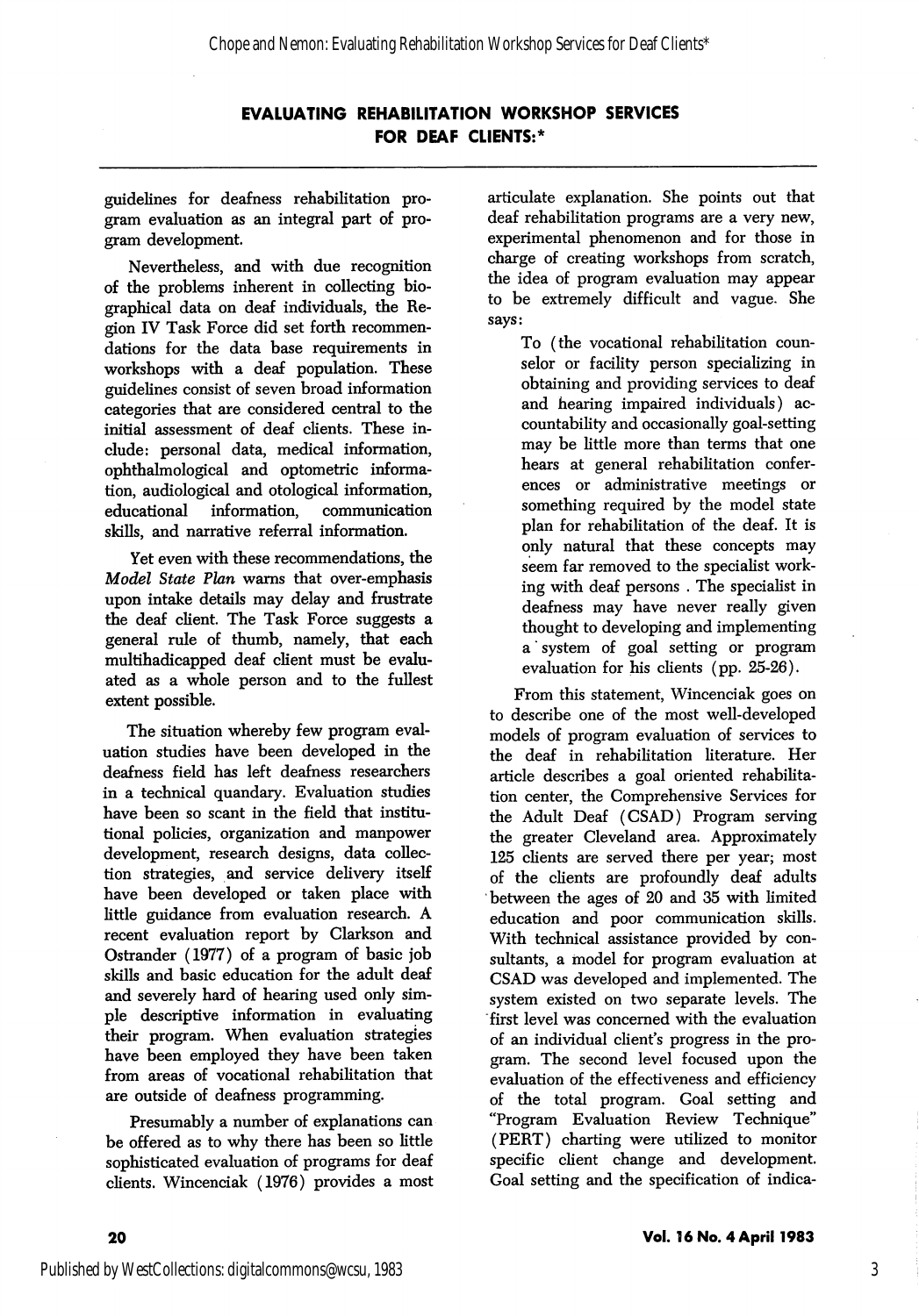guidelines for deafness rehabilitation program evaluation as an integral part of program development.

Nevertheless, and with due recognition of the problems inherent in collecting biographical data on deaf individuals, the Region IV Task Force did set forth recommendations for the data base requirements in workshops with a deaf population. These guidelines consist of seven broad information categories that are considered central to the initial assessment of deaf clients. These include: personal data, medical information, ophthalmological and optometric information, audiological and otological information, educational information, communication skills, and narrative referral information.

Yet even with these recommendations, the *Model State Plan* warns that over-emphasis upon intake details may delay and frustrate the deaf client. The Task Force suggests a general rule of thumb, namely, that each multihadicapped deaf client must be evaluated as a whole person and to the fullest extent possible.

The situation whereby few program evaluation studies have been developed in the deafness field has left deafness researchers in a technical quandary. Evaluation studies have been so scant in the field that institutional policies, organization and manpower development, research designs, data collection strategies, and service delivery itself have been developed or taken place with little guidance from evaluation research. A recent evaluation report by Clarkson and Ostrander (1977) of a program of basic job skills and basic education for the adult deaf and severely hard of hearing used only simple descriptive information in evaluating their program. When evaluation strategies have been employed they have been taken from areas of vocational rehabilitation that are outside of deafness programming.

Presumably a number of explanations can be offered as to why there has been so little sophisticated evaluation of programs for deaf clients. Wincenciak (1976) provides a most articulate explanation. She points out that deaf rehabilitation programs are a very new, experimental phenomenon and for those in charge of creating workshops from scratch, the idea of program evaluation may appear to be extremely difficult and vague. She says:

> To (the vocational rehabilitation counselor or facility person specializing in obtaining and providing services to deaf and hearing impaired individuals) accountability and occasionally goal-setting may be little more than terms that one hears at general rehabilitation conferences or administrative meetings or something required by the model state plan for rehabilitation of the deaf. It is only natural that these concepts may seem far removed to the specialist working with deaf persons . The specialist in deafness may have never really given thought to developing and implementing a system of goal setting or program evaluation for his clients (pp. 25-26).

From this statement, Wincenciak goes on to describe one of the most well-developed models of program evaluation of services to the deaf in rehabilitation literature. Her article describes a goal oriented rehabilitation center, the Comprehensive Services for the Adult Deaf (CSAD) Program serving the greater Cleveland area. Approximately 125 clients are served there per year; most of the clients are profoundly deaf adults between the ages of 20 and 35 with limited education and poor communication skills. With technical assistance provided by consultants, a model for program evaluation at CSAD was developed and implemented. The system existed on two separate levels. The first level was concerned with the evaluation of an individual client's progress in the program. The second level focused upon the evaluation of the effectiveness and efficiency of the total program. Goal setting and "Program Evaluation Review Technique" (PERT) charting were utilized to monitor specific client change and development. Goal setting and the specification of indica-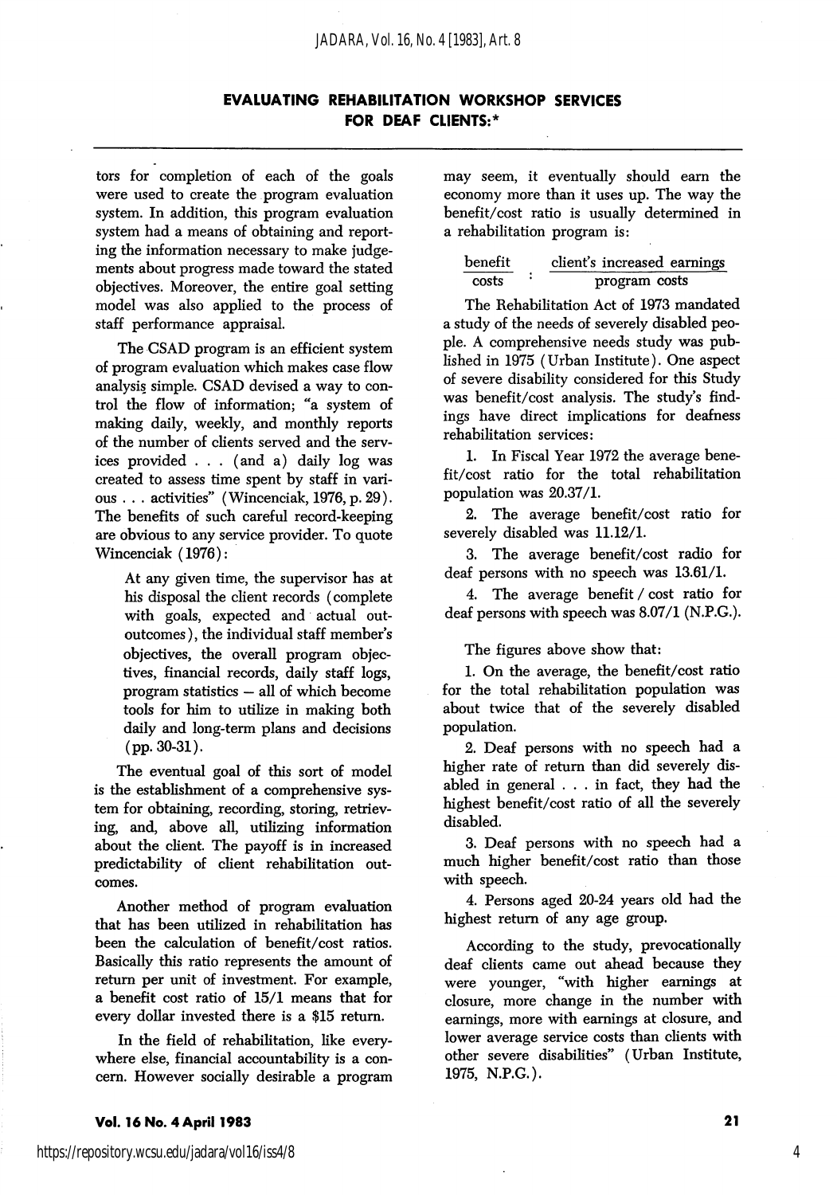tors for completion of each of the goals were used to create the program evaluation system. In addition, this program evaluation system had a means of obtaining and reporting the information necessary to make judgements about progress made toward the stated objectives. Moreover, the entire goal setting model was also applied to the process of staff performance appraisal.

The CSAD program is an efficient system of program evaluation which makes case flow analysis simple. CSAD devised a way to control the flow of information; "a system of making daily, weekly, and monthly reports of the number of clients served and the services provided . . . (and a) daily log was created to assess time spent by staff in various . . . activities" (Wincenciak, 1976, p. 29). The benefits of such careful record-keeping are obvious to any service provider. To quote Wincenciak (1976):

> At any given time, the supervisor has at his disposal the client records (complete with goals, expected and actual outoutcomes), the individual staff member's objectives, the overall program objectives, financial records, daily staff logs, program statistics — all of which become tools for him to utilize in making both daily and long-term plans and decisions (pp. 30-31).

The eventual goal of this sort of model is the establishment of a comprehensive system for obtaining, recording, storing, retrieving, and, above all, utilizing information about the client. The payoff is in increased predictability of client rehabilitation outcomes.

Another method of program evaluation that has been utilized in rehabilitation has been the calculation of benefit/cost ratios. Basically this ratio represents the amount of return per unit of investment. For example, a benefit cost ratio of 15/1 means that for every dollar invested there is a $15 return.

In the field of rehabilitation, like everywhere else, financial accountability is a concern. However socially desirable a program may seem, it eventually should earn the economy more than it uses up. The way the benefit/cost ratio is usually determined in a rehabilitation program is:

$$\frac{\text{benefit}}{\text{costs}} : \frac{\text{client's increased earnings}}{\text{program costs}}$$

The Rehabilitation Act of 1973 mandated a study of the needs of severely disabled people. A comprehensive needs study was published in 1975 (Urban Institute). One aspect of severe disability considered for this Study was benefit/cost analysis. The study's findings have direct implications for deafness rehabilitation services:

1. In Fiscal Year 1972 the average benefit/cost ratio for the total rehabilitation population was 20.37/1.
2. The average benefit/cost ratio for severely disabled was 11.12/1.
3. The average benefit/cost radio for deaf persons with no speech was 13.61/1.
4. The average benefit / cost ratio for deaf persons with speech was 8.07/1 (N.P.G.).

The figures above show that:

1. On the average, the benefit/cost ratio for the total rehabilitation population was about twice that of the severely disabled population.
2. Deaf persons with no speech had a higher rate of return than did severely disabled in general . . . in fact, they had the highest benefit/cost ratio of all the severely disabled.
3. Deaf persons with no speech had a much higher benefit/cost ratio than those with speech.
4. Persons aged 20-24 years old had the highest return of any age group.

According to the study, prevocationally deaf clients came out ahead because they were younger, "with higher earnings at closure, more change in the number with earnings, more with earnings at closure, and lower average service costs than clients with other severe disabilities" (Urban Institute, 1975, N.P.G.).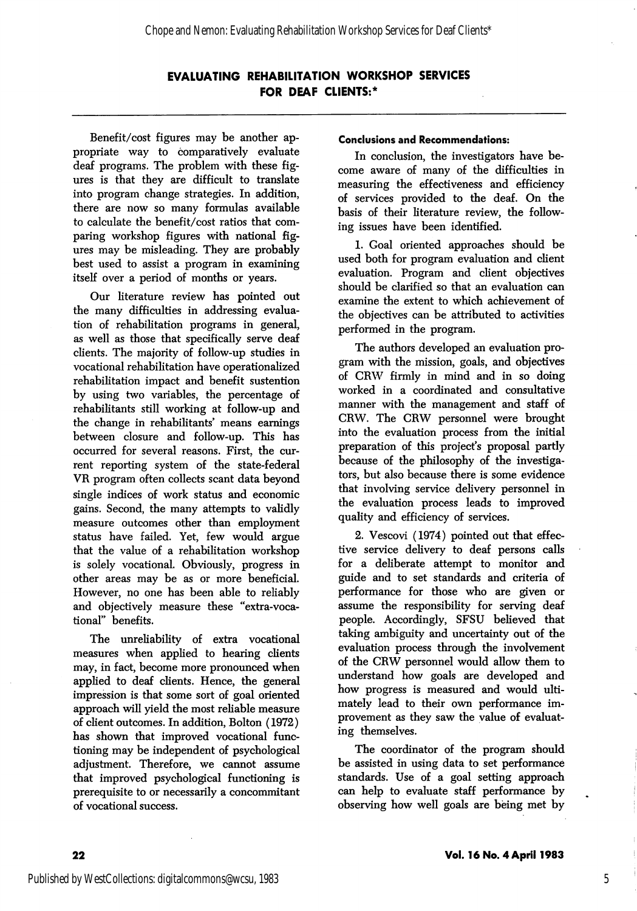Benefit/cost figures may be another appropriate way to comparatively evaluate deaf programs. The problem with these figures is that they are difficult to translate into program change strategies. In addition, there are now so many formulas available to calculate the benefit/cost ratios that comparing workshop figures with national figures may be misleading. They are probably best used to assist a program in examining itself over a period of months or years.

Our literature review has pointed out the many difficulties in addressing evaluation of rehabilitation programs in general, as well as those that specifically serve deaf clients. The majority of follow-up studies in vocational rehabilitation have operationalized rehabilitation impact and benefit sustention by using two variables, the percentage of rehabilitants still working at follow-up and the change in rehabilitants' means earnings between closure and follow-up. This has occurred for several reasons. First, the current reporting system of the state-federal VR program often collects scant data beyond single indices of work status and economic gains. Second, the many attempts to validly measure outcomes other than employment status have failed. Yet, few would argue that the value of a rehabilitation workshop is solely vocational. Obviously, progress in other areas may be as or more beneficial. However, no one has been able to reliably and objectively measure these "extra-vocational" benefits.

The unreliability of extra vocational measures when applied to hearing clients may, in fact, become more pronounced when applied to deaf clients. Hence, the general impression is that some sort of goal oriented approach will yield the most reliable measure of client outcomes. In addition, Bolton (1972) has shown that improved vocational functioning may be independent of psychological adjustment. Therefore, we cannot assume that improved psychological functioning is prerequisite to or necessarily a concommitant of vocational success.

#### Conclusions and Recommendations:

In conclusion, the investigators have become aware of many of the difficulties in measuring the effectiveness and efficiency of services provided to the deaf. On the basis of their literature review, the following issues have been identified.

1. Goal oriented approaches should be used both for program evaluation and client evaluation. Program and client objectives should be clarified so that an evaluation can examine the extent to which achievement of the objectives can be attributed to activities performed in the program.

The authors developed an evaluation program with the mission, goals, and objectives of CRW firmly in mind and in so doing worked in a coordinated and consultative manner with the management and staff of CRW. The CRW personnel were brought into the evaluation process from the initial preparation of this project's proposal partly because of the philosophy of the investigators, but also because there is some evidence that involving service delivery personnel in the evaluation process leads to improved quality and efficiency of services.

2. Vescovi (1974) pointed out that effective service delivery to deaf persons calls for a deliberate attempt to monitor and guide and to set standards and criteria of performance for those who are given or assume the responsibility for serving deaf people. Accordingly, SFSU believed that taking ambiguity and uncertainty out of the evaluation process through the involvement of the CRW personnel would allow them to understand how goals are developed and how progress is measured and would ultimately lead to their own performance improvement as they saw the value of evaluating themselves.

The coordinator of the program should be assisted in using data to set performance standards. Use of a goal setting approach can help to evaluate staff performance by observing how well goals are being met by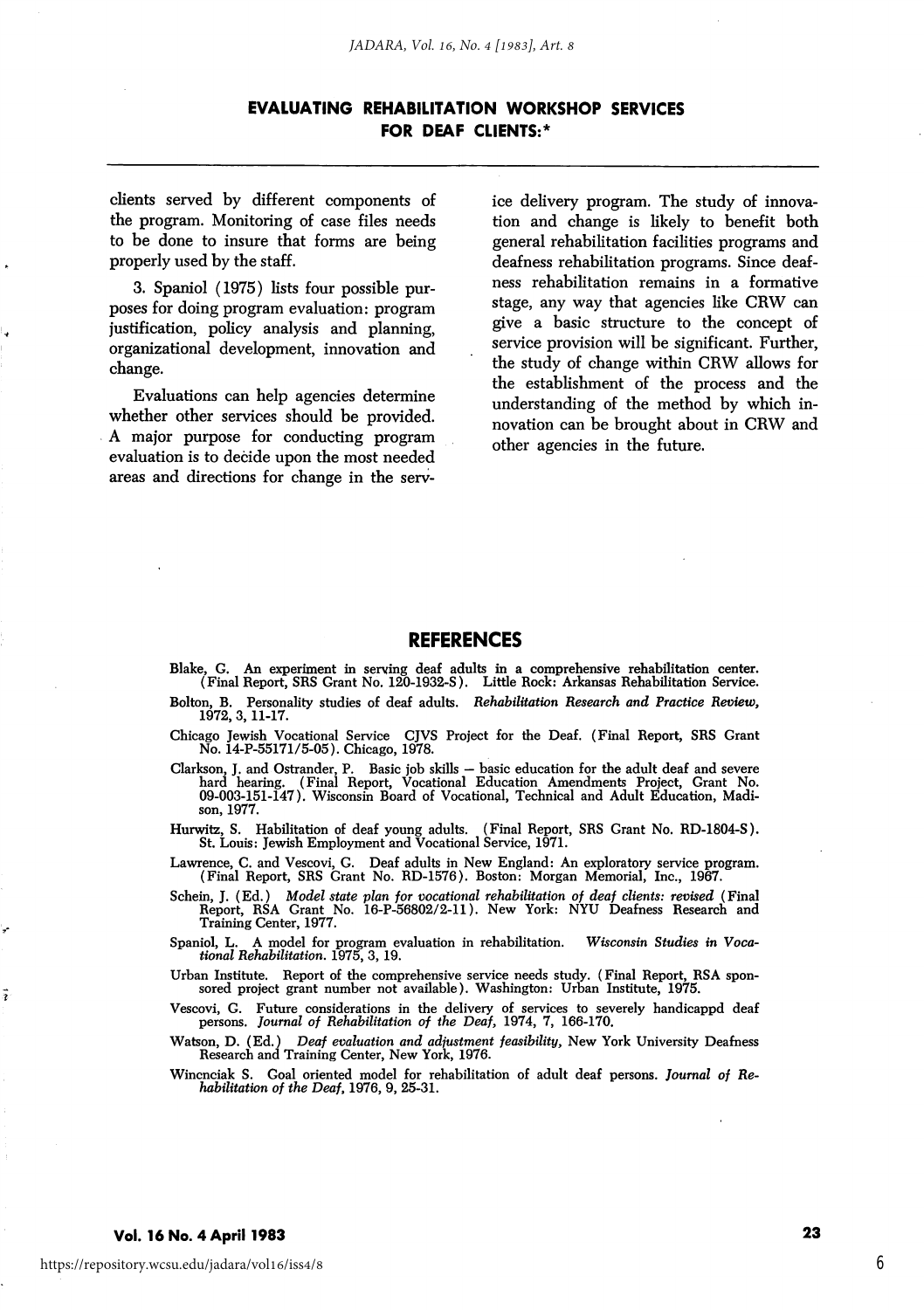## EVALUATING REHABILITATION WORKSHOP SERVICES FOR DEAF CLIENTS:*

clients served by different components of the program. Monitoring of case files needs to be done to insure that forms are being properly used by the staff.

3. Spaniol (1975) lists four possible purposes for doing program evaluation: program justification, policy analysis and planning, organizational development, innovation and change.

Evaluations can help agencies determine whether other services should be provided. A major purpose for conducting program evaluation is to decide upon the most needed areas and directions for change in the service delivery program. The study of innovation and change is likely to benefit both general rehabilitation facilities programs and deafness rehabilitation programs. Since deafness rehabilitation remains in a formative stage, any way that agencies like CRW can give a basic structure to the concept of service provision will be significant. Further, the study of change within CRW allows for the establishment of the process and the understanding of the method by which innovation can be brought about in CRW and other agencies in the future.

## REFERENCES

Blake, G. An experiment in serving deaf adults in a comprehensive rehabilitation center. (Final Report, SRS Grant No. 120-1932-S). Little Rock: Arkansas Rehabilitation Service.

Bolton, B. Personality studies of deaf adults. *Rehabilitation Research and Practice Review,* 1972, 3, 11-17.

Chicago Jewish Vocational Service CJVS Project for the Deaf. (Final Report, SRS Grant No. 14-P-55171/5-05). Chicago, 1978.

Clarkson, J. and Ostrander, P. Basic job skills – basic education for the adult deaf and severe hard hearing. (Final Report, Vocational Education Amendments Project, Grant No. 09-003-151-147). Wisconsin Board of Vocational, Technical and Adult Education, Madison, 1977.

Hurwitz, S. Habilitation of deaf young adults. (Final Report, SRS Grant No. RD-1804-S). St. Louis: Jewish Employment and Vocational Service, 1971.

Lawrence, C. and Vescovi, G. Deaf adults in New England: An exploratory service program. (Final Report, SRS Grant No. RD-1576). Boston: Morgan Memorial, Inc., 1967.

Schein, J. (Ed.) *Model state plan for vocational rehabilitation of deaf clients: revised* (Final Report, RSA Grant No. 16-P-56802/2-11). New York: NYU Deafness Research and Training Center, 1977.

Spaniol, L. A model for program evaluation in rehabilitation. *Wisconsin Studies in Vocational Rehabilitation.* 1975, 3, 19.

Urban Institute. Report of the comprehensive service needs study. (Final Report, RSA sponsored project grant number not available). Washington: Urban Institute, 1975.

Vescovi, G. Future considerations in the delivery of services to severely handicappd deaf persons. *Journal of Rehabilitation of the Deaf,* 1974, 7, 166-170.

Watson, D. (Ed.) *Deaf evaluation and adjustment feasibility,* New York University Deafness Research and Training Center, New York, 1976.

Wincnciak S. Goal oriented model for rehabilitation of adult deaf persons. *Journal of Rehabilitation of the Deaf,* 1976, 9, 25-31.